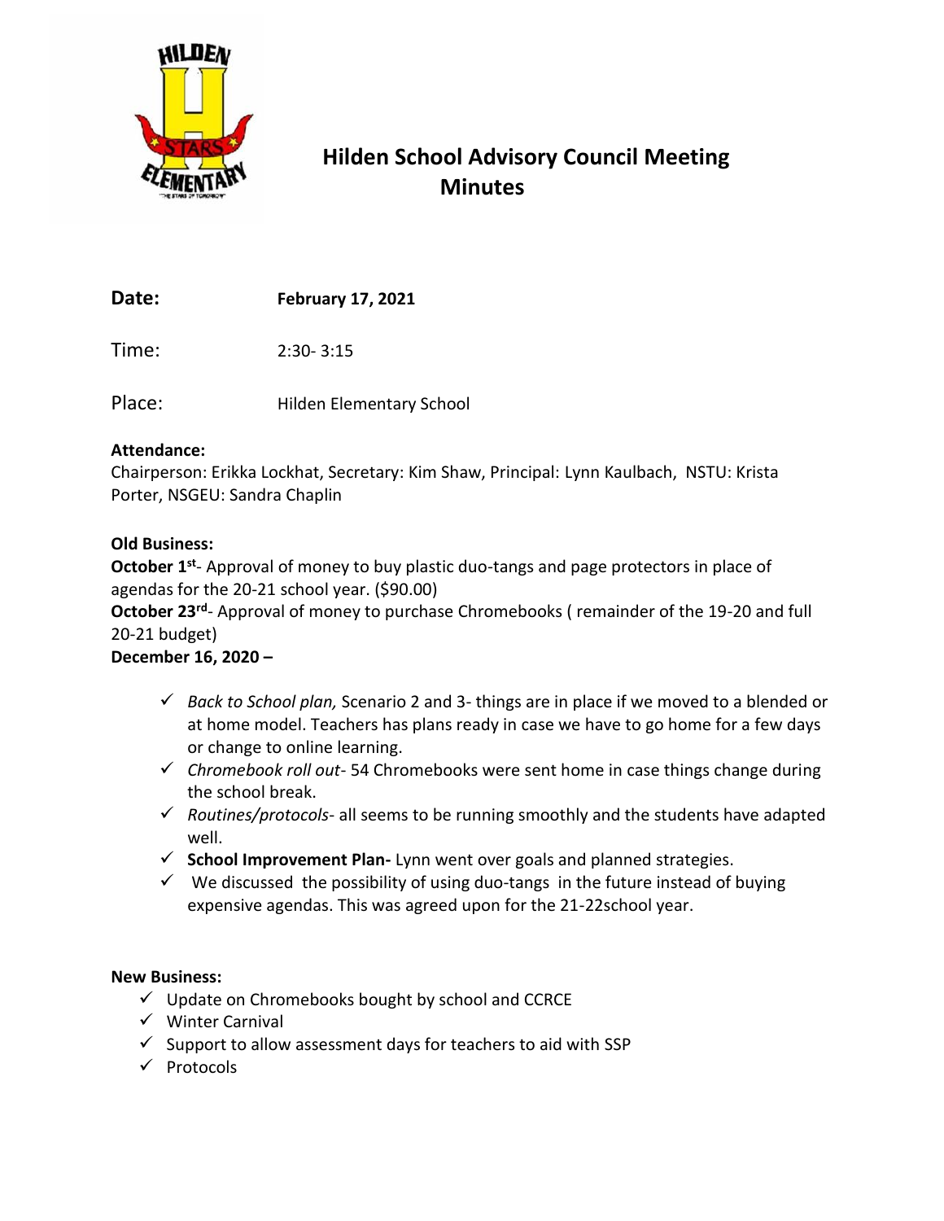# Hilden School Advisory Council Meeting Minutes

**Date:** **February 17, 2021**

Time: 2:30- 3:15

Place: Hilden Elementary School

**Attendance:**

Chairperson: Erikka Lockhat, Secretary: Kim Shaw, Principal: Lynn Kaulbach, NSTU: Krista Porter, NSGEU: Sandra Chaplin

**Old Business:**

**October 1st**- Approval of money to buy plastic duo-tangs and page protectors in place of agendas for the 20-21 school year. ($90.00)

**October 23rd**- Approval of money to purchase Chromebooks ( remainder of the 19-20 and full 20-21 budget)

**December 16, 2020 –**

- ✓ *Back to School plan,* Scenario 2 and 3- things are in place if we moved to a blended or at home model. Teachers has plans ready in case we have to go home for a few days or change to online learning.
- ✓ *Chromebook roll out*- 54 Chromebooks were sent home in case things change during the school break.
- ✓ *Routines/protocols*- all seems to be running smoothly and the students have adapted well.
- ✓ **School Improvement Plan-** Lynn went over goals and planned strategies.
- ✓ We discussed the possibility of using duo-tangs in the future instead of buying expensive agendas. This was agreed upon for the 21-22school year.

**New Business:**

- ✓ Update on Chromebooks bought by school and CCRCE
- ✓ Winter Carnival
- ✓ Support to allow assessment days for teachers to aid with SSP
- ✓ Protocols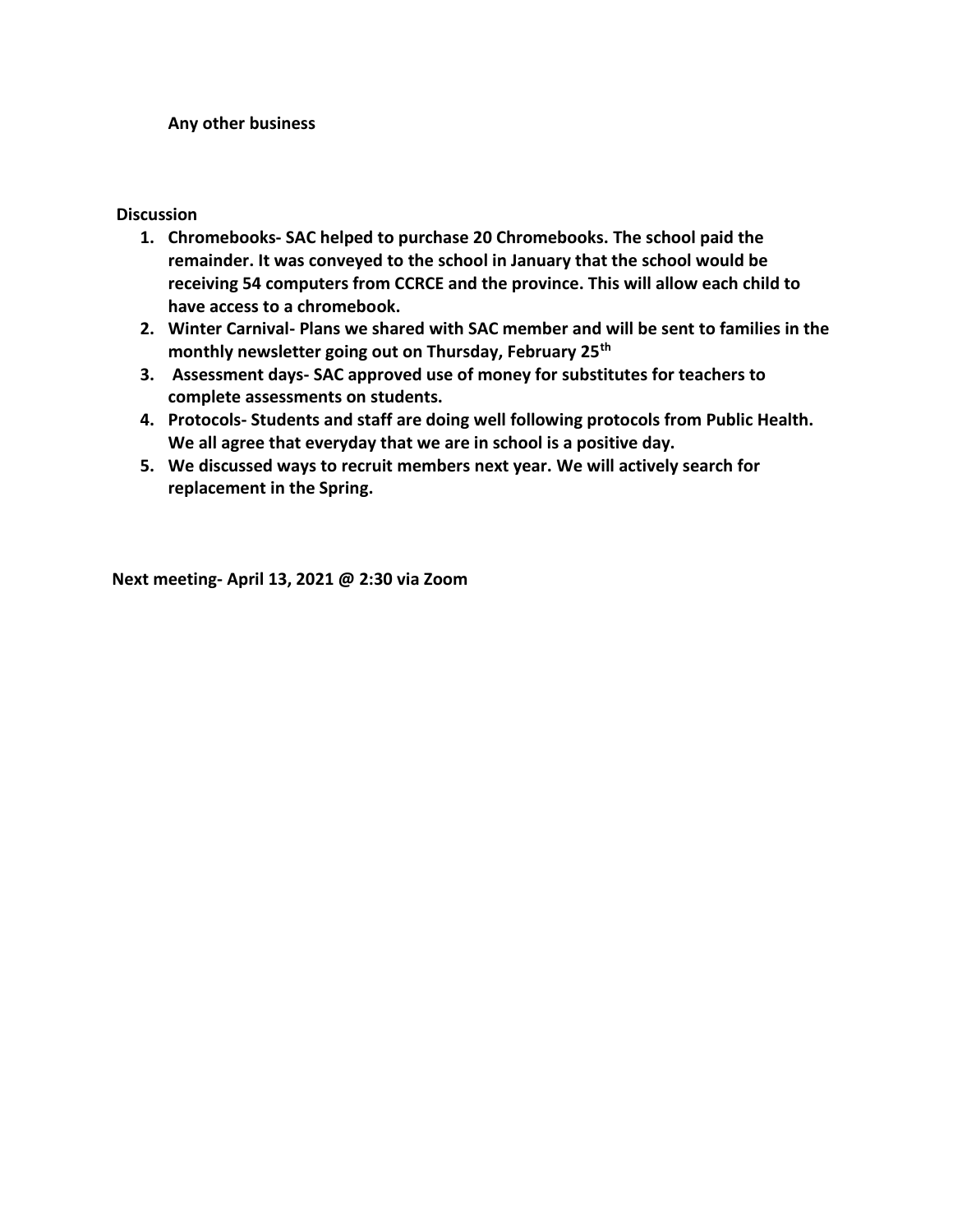**Any other business**

**Discussion**

1. **Chromebooks- SAC helped to purchase 20 Chromebooks. The school paid the remainder. It was conveyed to the school in January that the school would be receiving 54 computers from CCRCE and the province. This will allow each child to have access to a chromebook.**
2. **Winter Carnival- Plans we shared with SAC member and will be sent to families in the monthly newsletter going out on Thursday, February 25th**
3. **Assessment days- SAC approved use of money for substitutes for teachers to complete assessments on students.**
4. **Protocols- Students and staff are doing well following protocols from Public Health. We all agree that everyday that we are in school is a positive day.**
5. **We discussed ways to recruit members next year. We will actively search for replacement in the Spring.**

**Next meeting- April 13, 2021 @ 2:30 via Zoom**